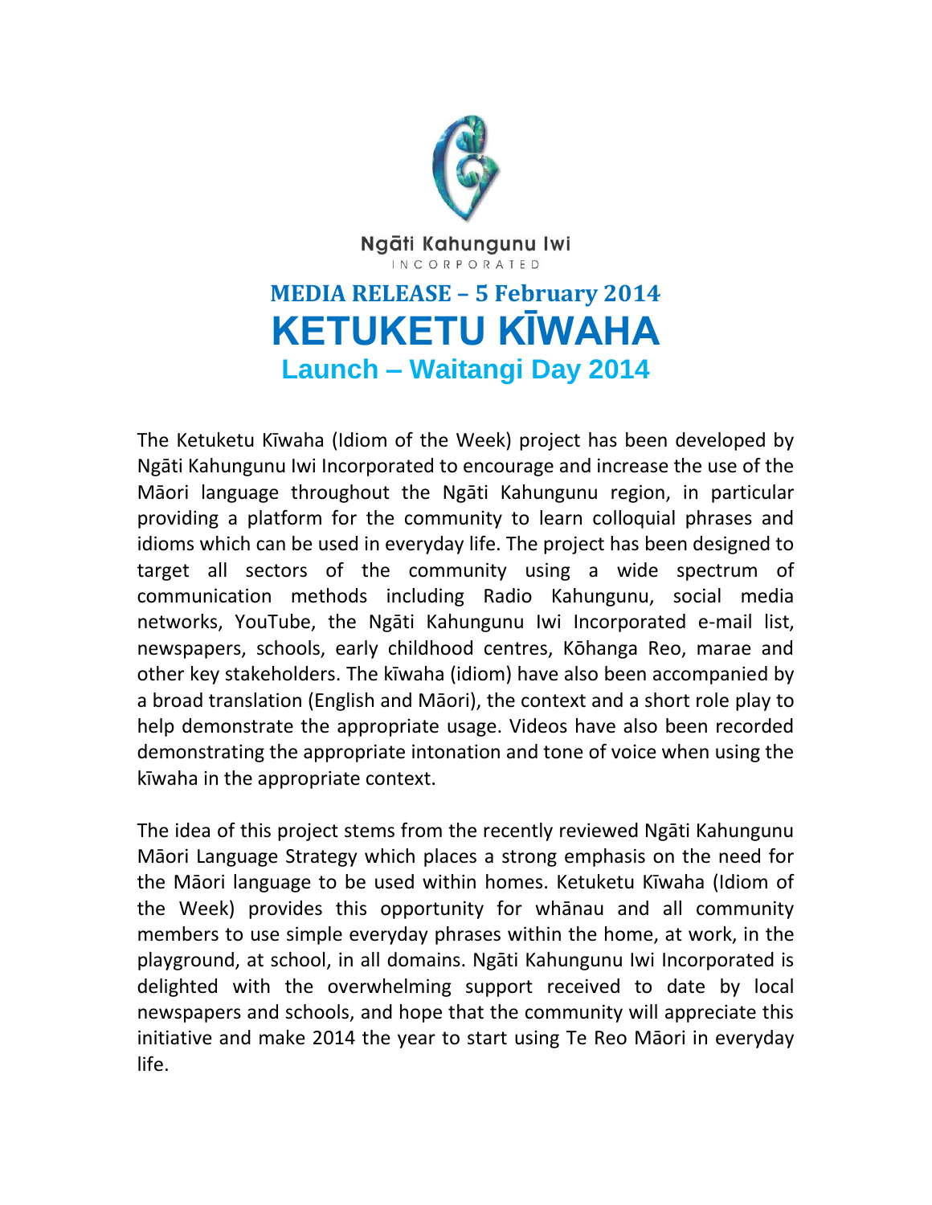Ngāti Kahungunu Iwi
INCORPORATED

## MEDIA RELEASE – 5 February 2014

# KETUKETU KĪWAHA

## Launch – Waitangi Day 2014

The Ketuketu Kīwaha (Idiom of the Week) project has been developed by Ngāti Kahungunu Iwi Incorporated to encourage and increase the use of the Māori language throughout the Ngāti Kahungunu region, in particular providing a platform for the community to learn colloquial phrases and idioms which can be used in everyday life. The project has been designed to target all sectors of the community using a wide spectrum of communication methods including Radio Kahungunu, social media networks, YouTube, the Ngāti Kahungunu Iwi Incorporated e-mail list, newspapers, schools, early childhood centres, Kōhanga Reo, marae and other key stakeholders. The kīwaha (idiom) have also been accompanied by a broad translation (English and Māori), the context and a short role play to help demonstrate the appropriate usage. Videos have also been recorded demonstrating the appropriate intonation and tone of voice when using the kīwaha in the appropriate context.

The idea of this project stems from the recently reviewed Ngāti Kahungunu Māori Language Strategy which places a strong emphasis on the need for the Māori language to be used within homes. Ketuketu Kīwaha (Idiom of the Week) provides this opportunity for whānau and all community members to use simple everyday phrases within the home, at work, in the playground, at school, in all domains. Ngāti Kahungunu Iwi Incorporated is delighted with the overwhelming support received to date by local newspapers and schools, and hope that the community will appreciate this initiative and make 2014 the year to start using Te Reo Māori in everyday life.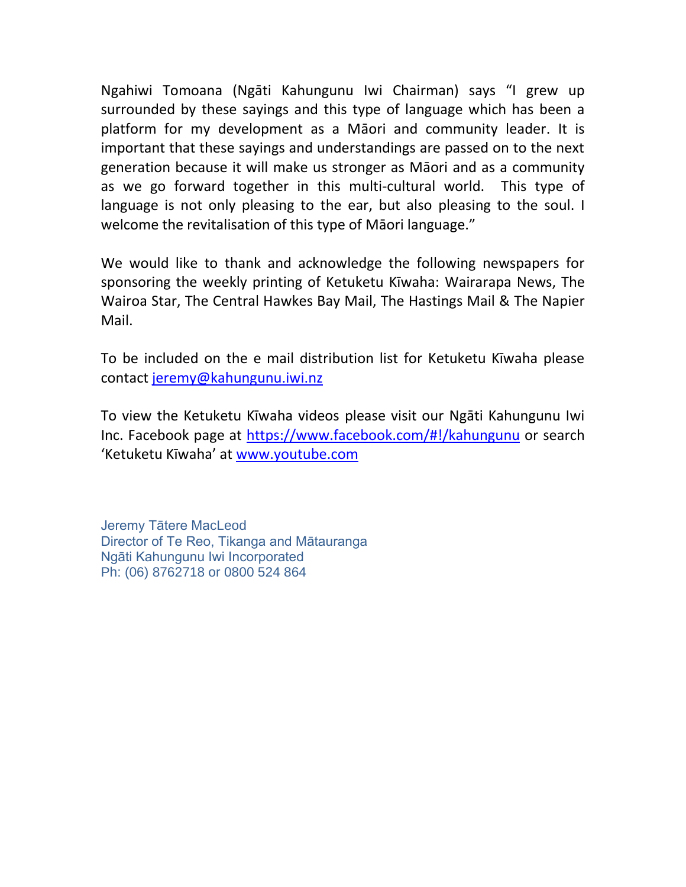Ngahiwi Tomoana (Ngāti Kahungunu Iwi Chairman) says "I grew up surrounded by these sayings and this type of language which has been a platform for my development as a Māori and community leader. It is important that these sayings and understandings are passed on to the next generation because it will make us stronger as Māori and as a community as we go forward together in this multi-cultural world. This type of language is not only pleasing to the ear, but also pleasing to the soul. I welcome the revitalisation of this type of Māori language."

We would like to thank and acknowledge the following newspapers for sponsoring the weekly printing of Ketuketu Kīwaha: Wairarapa News, The Wairoa Star, The Central Hawkes Bay Mail, The Hastings Mail & The Napier Mail.

To be included on the e mail distribution list for Ketuketu Kīwaha please contact jeremy@kahungunu.iwi.nz

To view the Ketuketu Kīwaha videos please visit our Ngāti Kahungunu Iwi Inc. Facebook page at https://www.facebook.com/#!/kahungunu or search 'Ketuketu Kīwaha' at www.youtube.com

Jeremy Tātere MacLeod
Director of Te Reo, Tikanga and Mātauranga
Ngāti Kahungunu Iwi Incorporated
Ph: (06) 8762718 or 0800 524 864